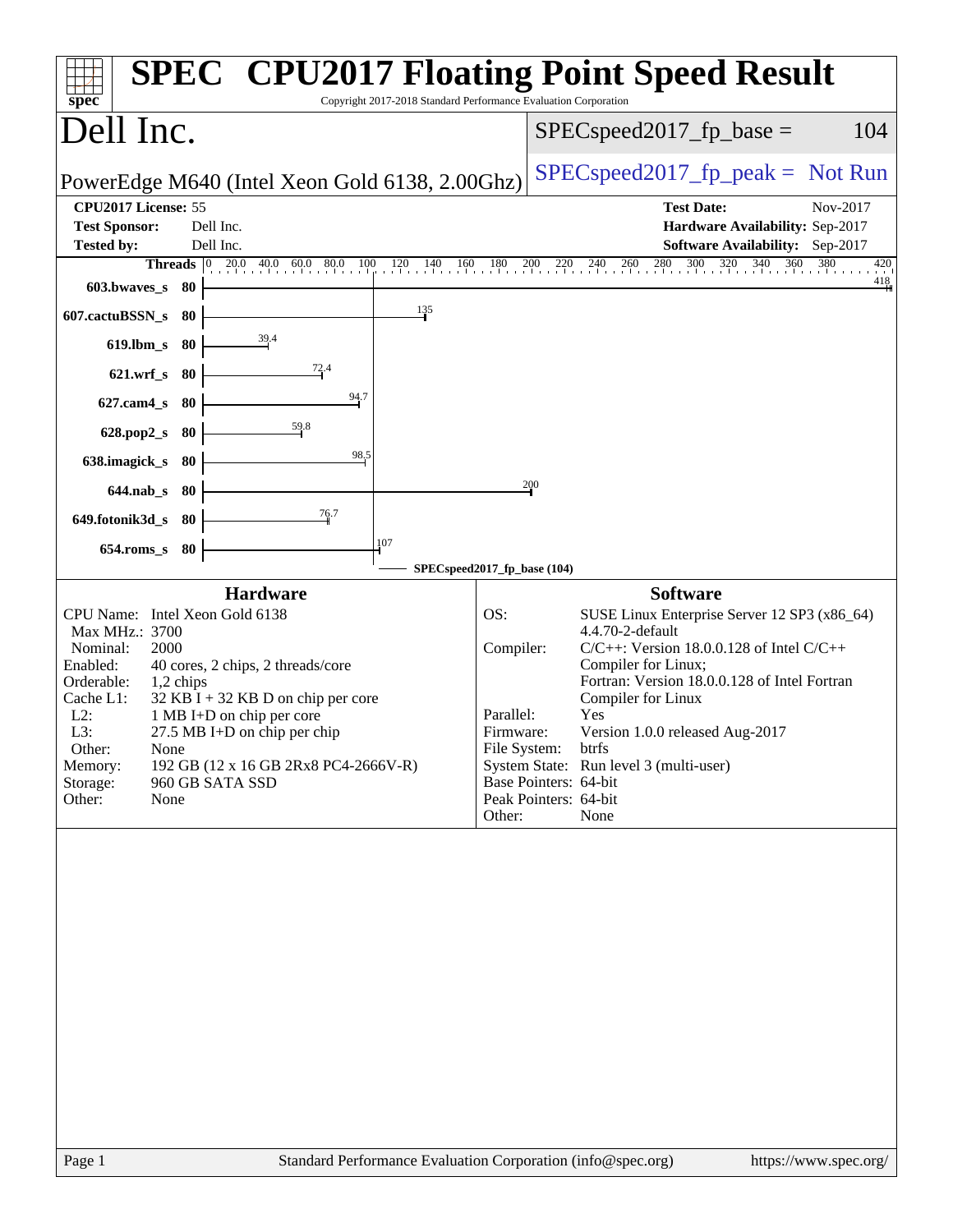# SPEC CPU2017 Floating Point Speed Result

Copyright 2017-2018 Standard Performance Evaluation Corporation

## Dell Inc.

PowerEdge M640 (Intel Xeon Gold 6138, 2.00Ghz)

SPECspeed2017_fp_base = 104

SPECspeed2017_fp_peak = Not Run

**CPU2017 License:** 55
**Test Sponsor:** Dell Inc.
**Tested by:** Dell Inc.

**Test Date:** Nov-2017
**Hardware Availability:** Sep-2017
**Software Availability:** Sep-2017

| Benchmark | Threads | Base Ratio |
|---|---|---|
| 603.bwaves_s | 80 | 418 |
| 607.cactuBSSN_s | 80 | 135 |
| 619.lbm_s | 80 | 39.4 |
| 621.wrf_s | 80 | 72.4 |
| 627.cam4_s | 80 | 94.7 |
| 628.pop2_s | 80 | 59.8 |
| 638.imagick_s | 80 | 98.5 |
| 644.nab_s | 80 | 200 |
| 649.fotonik3d_s | 80 | 76.7 |
| 654.roms_s | 80 | 107 |

SPECspeed2017_fp_base (104)

### Hardware

| | |
|---|---|
| CPU Name: | Intel Xeon Gold 6138 |
| Max MHz.: | 3700 |
| Nominal: | 2000 |
| Enabled: | 40 cores, 2 chips, 2 threads/core |
| Orderable: | 1,2 chips |
| Cache L1: | 32 KB I + 32 KB D on chip per core |
| L2: | 1 MB I+D on chip per core |
| L3: | 27.5 MB I+D on chip per chip |
| Other: | None |
| Memory: | 192 GB (12 x 16 GB 2Rx8 PC4-2666V-R) |
| Storage: | 960 GB SATA SSD |
| Other: | None |

### Software

| | |
|---|---|
| OS: | SUSE Linux Enterprise Server 12 SP3 (x86_64) 4.4.70-2-default |
| Compiler: | C/C++: Version 18.0.0.128 of Intel C/C++ Compiler for Linux; Fortran: Version 18.0.0.128 of Intel Fortran Compiler for Linux |
| Parallel: | Yes |
| Firmware: | Version 1.0.0 released Aug-2017 |
| File System: | btrfs |
| System State: | Run level 3 (multi-user) |
| Base Pointers: | 64-bit |
| Peak Pointers: | 64-bit |
| Other: | None |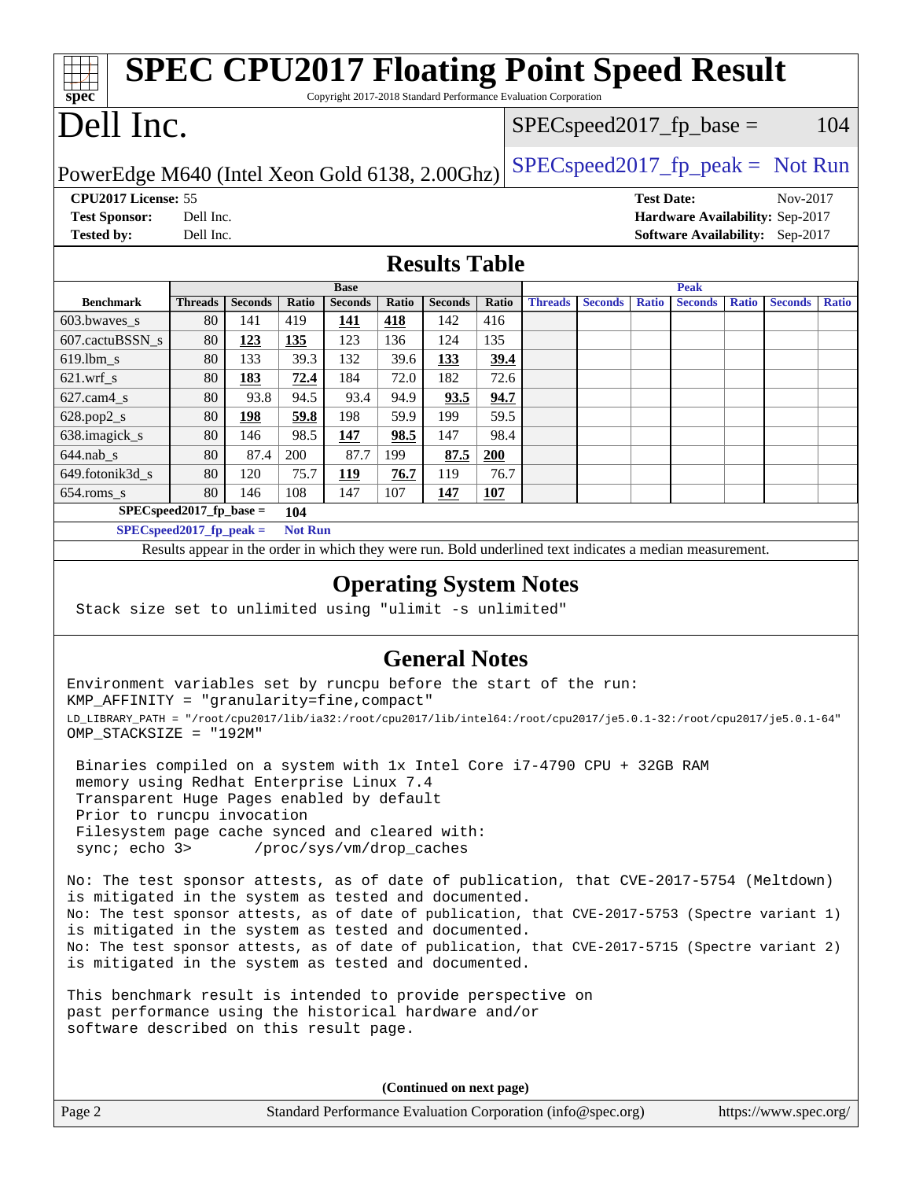# SPEC CPU2017 Floating Point Speed Result

Copyright 2017-2018 Standard Performance Evaluation Corporation

# Dell Inc.

PowerEdge M640 (Intel Xeon Gold 6138, 2.00Ghz)

SPECspeed2017_fp_base = 104

SPECspeed2017_fp_peak = Not Run

**CPU2017 License:** 55
**Test Sponsor:** Dell Inc.
**Tested by:** Dell Inc.

**Test Date:** Nov-2017
**Hardware Availability:** Sep-2017
**Software Availability:** Sep-2017

## Results Table

| | Base | | | | | | | Peak | | | | | | |
|---|---|---|---|---|---|---|---|---|---|---|---|---|---|---|
| **Benchmark** | **Threads** | **Seconds** | **Ratio** | **Seconds** | **Ratio** | **Seconds** | **Ratio** | **Threads** | **Seconds** | **Ratio** | **Seconds** | **Ratio** | **Seconds** | **Ratio** |
| 603.bwaves_s | 80 | 141 | 419 | **141** | **418** | 142 | 416 | | | | | | | |
| 607.cactuBSSN_s | 80 | **123** | **135** | 123 | 136 | 124 | 135 | | | | | | | |
| 619.lbm_s | 80 | 133 | 39.3 | 132 | 39.6 | **133** | **39.4** | | | | | | | |
| 621.wrf_s | 80 | **183** | **72.4** | 184 | 72.0 | 182 | 72.6 | | | | | | | |
| 627.cam4_s | 80 | 93.8 | 94.5 | 93.4 | 94.9 | **93.5** | **94.7** | | | | | | | |
| 628.pop2_s | 80 | **198** | **59.8** | 198 | 59.9 | 199 | 59.5 | | | | | | | |
| 638.imagick_s | 80 | 146 | 98.5 | **147** | **98.5** | 147 | 98.4 | | | | | | | |
| 644.nab_s | 80 | 87.4 | 200 | 87.7 | 199 | **87.5** | **200** | | | | | | | |
| 649.fotonik3d_s | 80 | 120 | 75.7 | **119** | **76.7** | 119 | 76.7 | | | | | | | |
| 654.roms_s | 80 | 146 | 108 | 147 | 107 | **147** | **107** | | | | | | | |

**SPECspeed2017_fp_base = 104**

**SPECspeed2017_fp_peak = Not Run**

Results appear in the order in which they were run. Bold underlined text indicates a median measurement.

## Operating System Notes

```
Stack size set to unlimited using "ulimit -s unlimited"
```

## General Notes

```
Environment variables set by runcpu before the start of the run:
KMP_AFFINITY = "granularity=fine,compact"
LD_LIBRARY_PATH = "/root/cpu2017/lib/ia32:/root/cpu2017/lib/intel64:/root/cpu2017/je5.0.1-32:/root/cpu2017/je5.0.1-64"
OMP_STACKSIZE = "192M"

 Binaries compiled on a system with 1x Intel Core i7-4790 CPU + 32GB RAM
 memory using Redhat Enterprise Linux 7.4
 Transparent Huge Pages enabled by default
 Prior to runcpu invocation
 Filesystem page cache synced and cleared with:
 sync; echo 3>       /proc/sys/vm/drop_caches

No: The test sponsor attests, as of date of publication, that CVE-2017-5754 (Meltdown)
is mitigated in the system as tested and documented.
No: The test sponsor attests, as of date of publication, that CVE-2017-5753 (Spectre variant 1)
is mitigated in the system as tested and documented.
No: The test sponsor attests, as of date of publication, that CVE-2017-5715 (Spectre variant 2)
is mitigated in the system as tested and documented.

This benchmark result is intended to provide perspective on
past performance using the historical hardware and/or
software described on this result page.
```

**(Continued on next page)**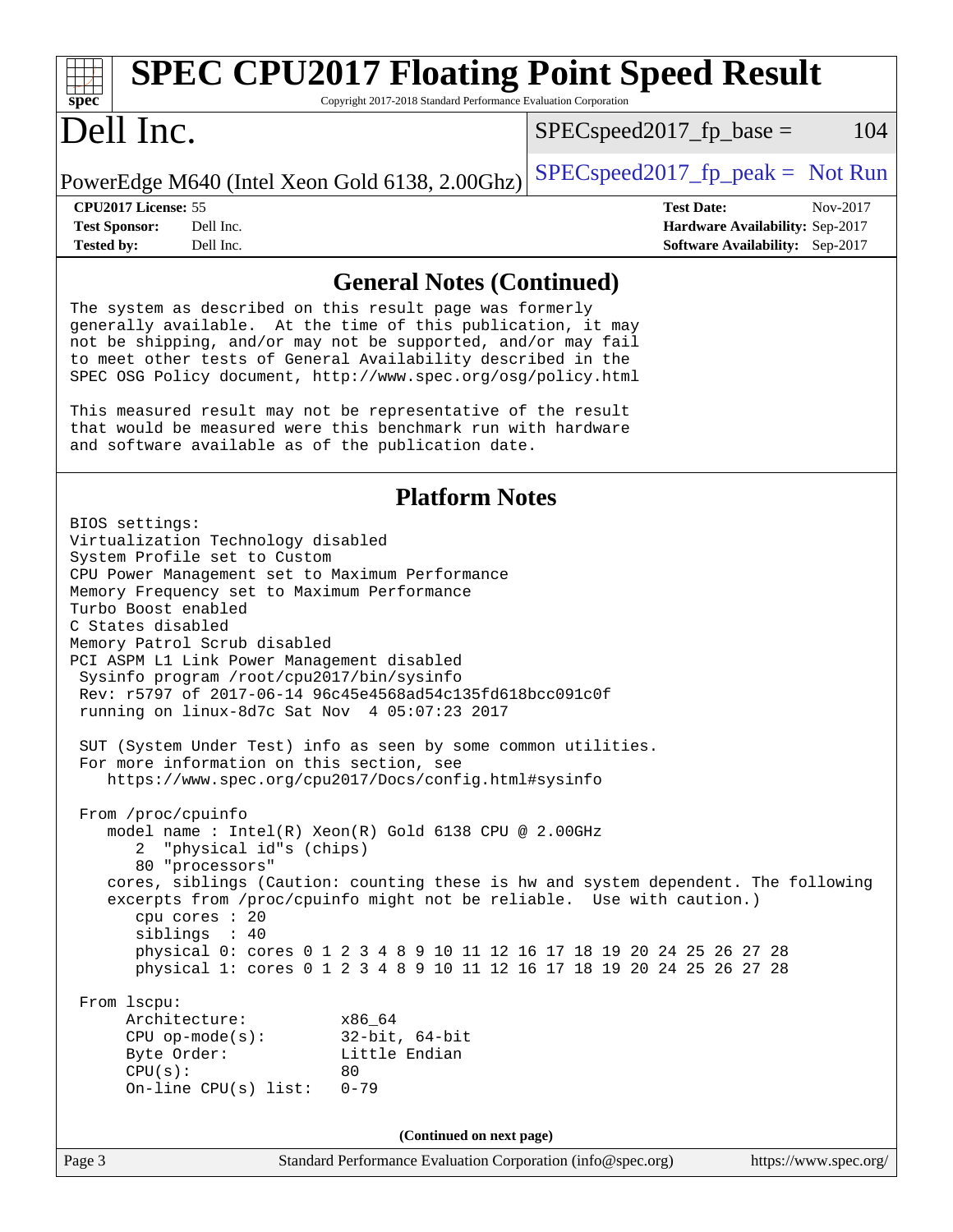## General Notes (Continued)

```
The system as described on this result page was formerly
generally available.  At the time of this publication, it may
not be shipping, and/or may not be supported, and/or may fail
to meet other tests of General Availability described in the
SPEC OSG Policy document, http://www.spec.org/osg/policy.html

This measured result may not be representative of the result
that would be measured were this benchmark run with hardware
and software available as of the publication date.
```

## Platform Notes

```
BIOS settings:
Virtualization Technology disabled
System Profile set to Custom
CPU Power Management set to Maximum Performance
Memory Frequency set to Maximum Performance
Turbo Boost enabled
C States disabled
Memory Patrol Scrub disabled
PCI ASPM L1 Link Power Management disabled
 Sysinfo program /root/cpu2017/bin/sysinfo
 Rev: r5797 of 2017-06-14 96c45e4568ad54c135fd618bcc091c0f
 running on linux-8d7c Sat Nov  4 05:07:23 2017

 SUT (System Under Test) info as seen by some common utilities.
 For more information on this section, see
    https://www.spec.org/cpu2017/Docs/config.html#sysinfo

 From /proc/cpuinfo
    model name : Intel(R) Xeon(R) Gold 6138 CPU @ 2.00GHz
       2  "physical id"s (chips)
       80 "processors"
    cores, siblings (Caution: counting these is hw and system dependent. The following
    excerpts from /proc/cpuinfo might not be reliable.  Use with caution.)
       cpu cores : 20
       siblings  : 40
       physical 0: cores 0 1 2 3 4 8 9 10 11 12 16 17 18 19 20 24 25 26 27 28
       physical 1: cores 0 1 2 3 4 8 9 10 11 12 16 17 18 19 20 24 25 26 27 28

 From lscpu:
      Architecture:          x86_64
      CPU op-mode(s):        32-bit, 64-bit
      Byte Order:            Little Endian
      CPU(s):                80
      On-line CPU(s) list:   0-79
```

**(Continued on next page)**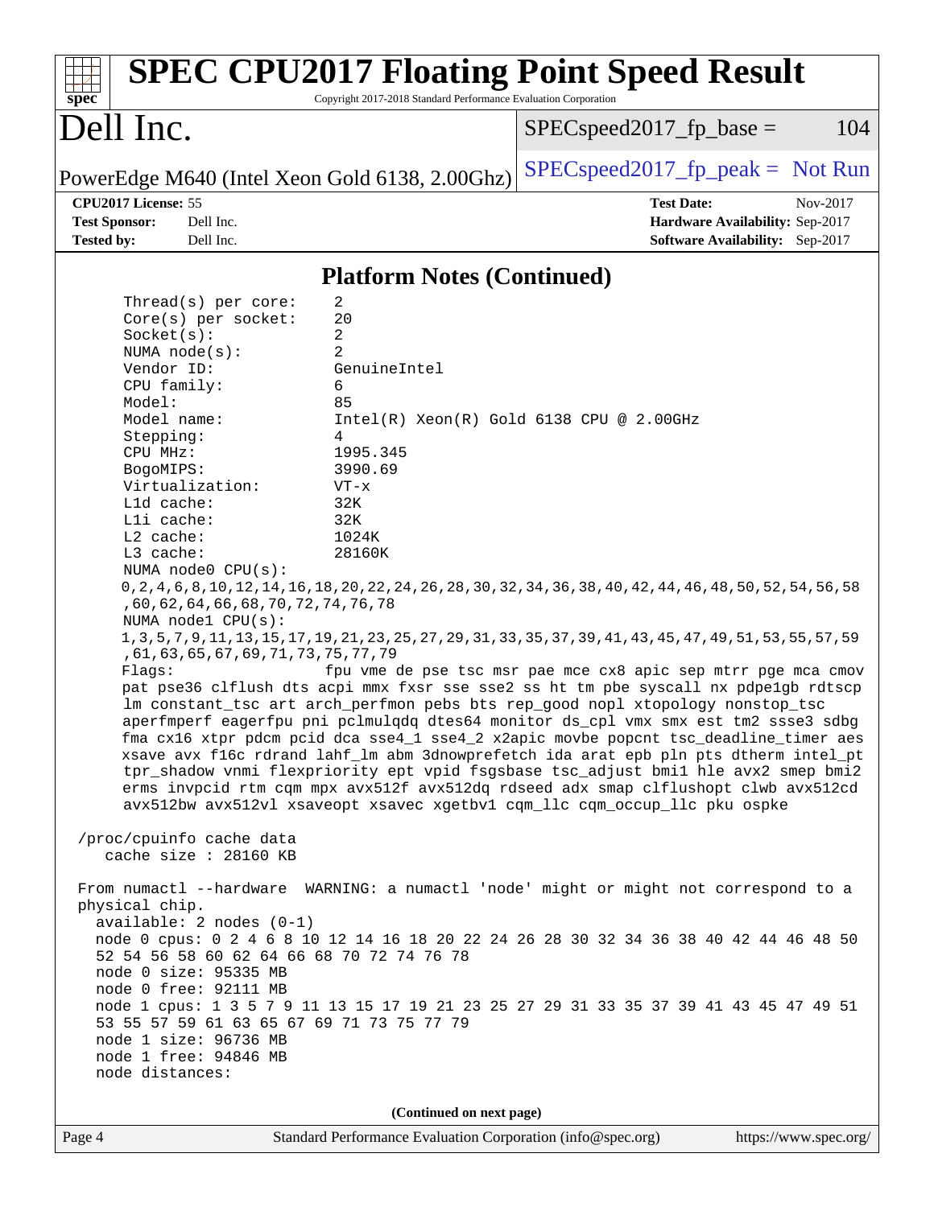## Platform Notes (Continued)

```
Thread(s) per core:    2
Core(s) per socket:    20
Socket(s):             2
NUMA node(s):          2
Vendor ID:             GenuineIntel
CPU family:            6
Model:                 85
Model name:            Intel(R) Xeon(R) Gold 6138 CPU @ 2.00GHz
Stepping:              4
CPU MHz:               1995.345
BogoMIPS:              3990.69
Virtualization:        VT-x
L1d cache:             32K
L1i cache:             32K
L2 cache:              1024K
L3 cache:              28160K
NUMA node0 CPU(s):
0,2,4,6,8,10,12,14,16,18,20,22,24,26,28,30,32,34,36,38,40,42,44,46,48,50,52,54,56,58
,60,62,64,66,68,70,72,74,76,78
NUMA node1 CPU(s):
1,3,5,7,9,11,13,15,17,19,21,23,25,27,29,31,33,35,37,39,41,43,45,47,49,51,53,55,57,59
,61,63,65,67,69,71,73,75,77,79
Flags:                 fpu vme de pse tsc msr pae mce cx8 apic sep mtrr pge mca cmov
pat pse36 clflush dts acpi mmx fxsr sse sse2 ss ht tm pbe syscall nx pdpe1gb rdtscp
lm constant_tsc art arch_perfmon pebs bts rep_good nopl xtopology nonstop_tsc
aperfmperf eagerfpu pni pclmulqdq dtes64 monitor ds_cpl vmx smx est tm2 ssse3 sdbg
fma cx16 xtpr pdcm pcid dca sse4_1 sse4_2 x2apic movbe popcnt tsc_deadline_timer aes
xsave avx f16c rdrand lahf_lm abm 3dnowprefetch ida arat epb pln pts dtherm intel_pt
tpr_shadow vnmi flexpriority ept vpid fsgsbase tsc_adjust bmi1 hle avx2 smep bmi2
erms invpcid rtm cqm mpx avx512f avx512dq rdseed adx smap clflushopt clwb avx512cd
avx512bw avx512vl xsaveopt xsavec xgetbv1 cqm_llc cqm_occup_llc pku ospke

/proc/cpuinfo cache data
   cache size : 28160 KB

From numactl --hardware  WARNING: a numactl 'node' might or might not correspond to a
physical chip.
  available: 2 nodes (0-1)
  node 0 cpus: 0 2 4 6 8 10 12 14 16 18 20 22 24 26 28 30 32 34 36 38 40 42 44 46 48 50
  52 54 56 58 60 62 64 66 68 70 72 74 76 78
  node 0 size: 95335 MB
  node 0 free: 92111 MB
  node 1 cpus: 1 3 5 7 9 11 13 15 17 19 21 23 25 27 29 31 33 35 37 39 41 43 45 47 49 51
  53 55 57 59 61 63 65 67 69 71 73 75 77 79
  node 1 size: 96736 MB
  node 1 free: 94846 MB
  node distances:
```

(Continued on next page)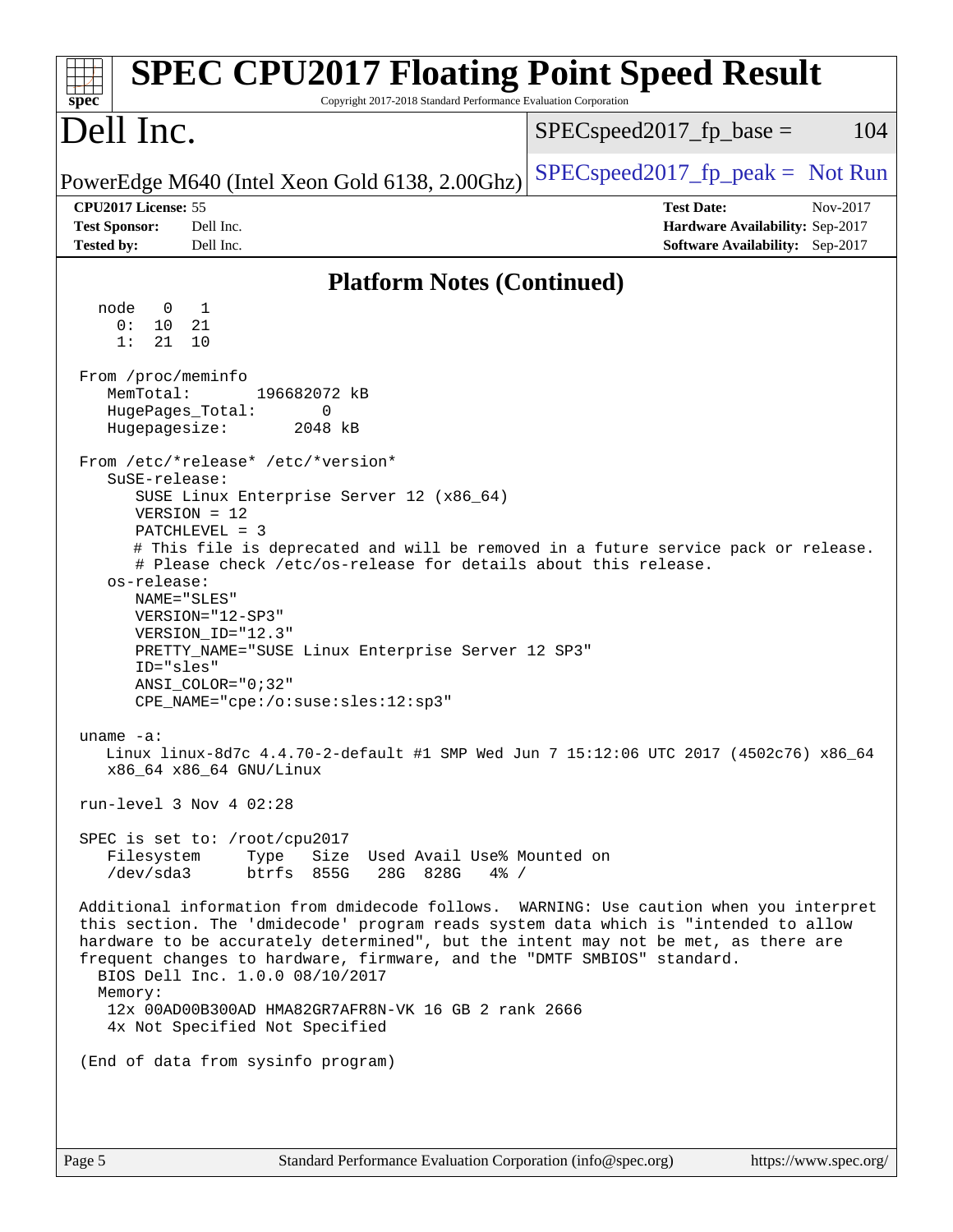## Platform Notes (Continued)

```
  node   0   1
    0:  10  21
    1:  21  10

 From /proc/meminfo
    MemTotal:       196682072 kB
    HugePages_Total:        0
    Hugepagesize:        2048 kB

 From /etc/*release* /etc/*version*
    SuSE-release:
       SUSE Linux Enterprise Server 12 (x86_64)
       VERSION = 12
       PATCHLEVEL = 3
       # This file is deprecated and will be removed in a future service pack or release.
       # Please check /etc/os-release for details about this release.
    os-release:
       NAME="SLES"
       VERSION="12-SP3"
       VERSION_ID="12.3"
       PRETTY_NAME="SUSE Linux Enterprise Server 12 SP3"
       ID="sles"
       ANSI_COLOR="0;32"
       CPE_NAME="cpe:/o:suse:sles:12:sp3"

 uname -a:
    Linux linux-8d7c 4.4.70-2-default #1 SMP Wed Jun 7 15:12:06 UTC 2017 (4502c76) x86_64
    x86_64 x86_64 GNU/Linux

 run-level 3 Nov 4 02:28

 SPEC is set to: /root/cpu2017
    Filesystem     Type   Size  Used Avail Use% Mounted on
    /dev/sda3      btrfs  855G   28G  828G   4% /

 Additional information from dmidecode follows.  WARNING: Use caution when you interpret
 this section. The 'dmidecode' program reads system data which is "intended to allow
 hardware to be accurately determined", but the intent may not be met, as there are
 frequent changes to hardware, firmware, and the "DMTF SMBIOS" standard.
   BIOS Dell Inc. 1.0.0 08/10/2017
   Memory:
    12x 00AD00B300AD HMA82GR7AFR8N-VK 16 GB 2 rank 2666
    4x Not Specified Not Specified

 (End of data from sysinfo program)
```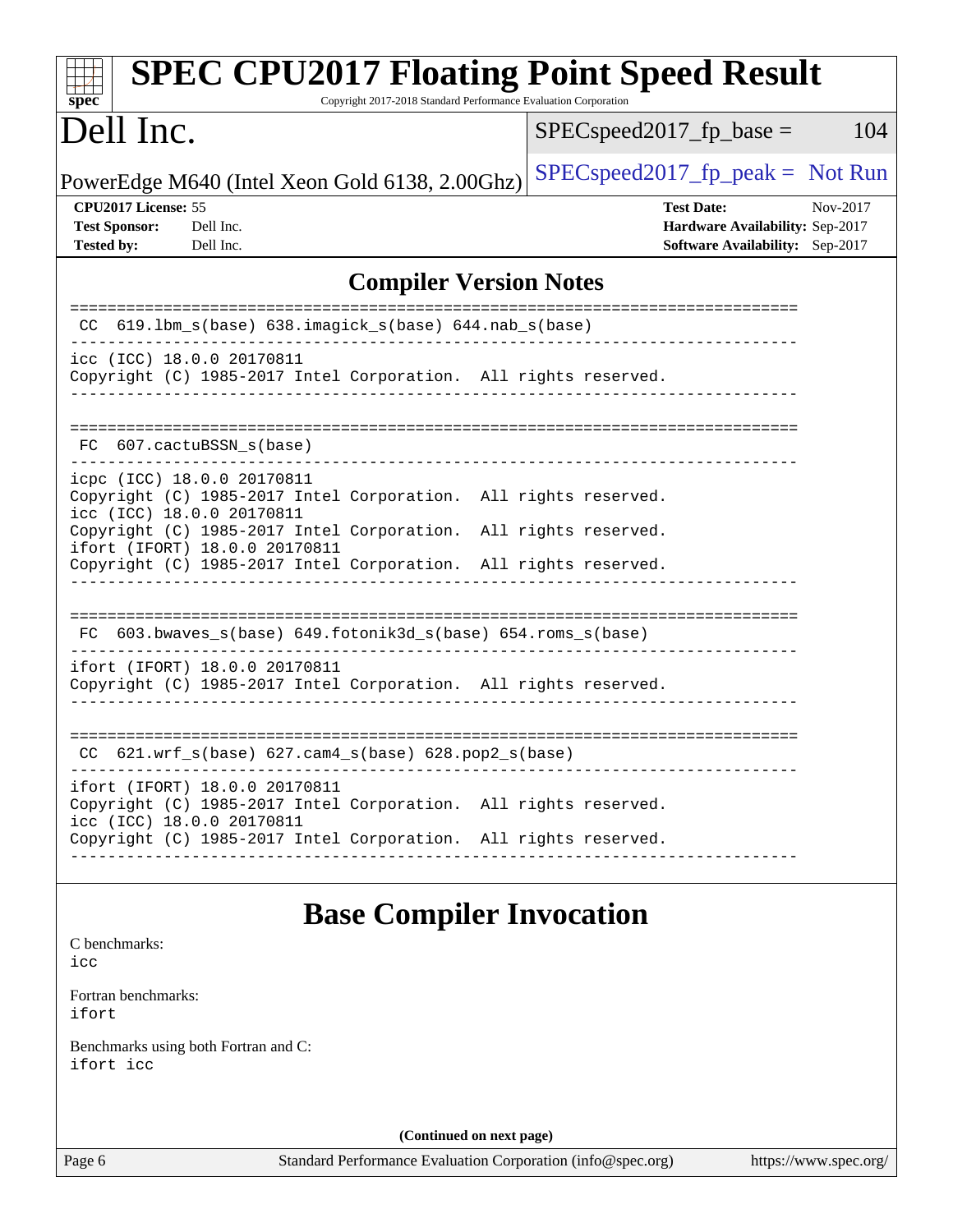# SPEC CPU2017 Floating Point Speed Result

Copyright 2017-2018 Standard Performance Evaluation Corporation

# Dell Inc.

PowerEdge M640 (Intel Xeon Gold 6138, 2.00Ghz)

SPECspeed2017_fp_base = 104

SPECspeed2017_fp_peak = Not Run

**CPU2017 License:** 55
**Test Sponsor:** Dell Inc.
**Tested by:** Dell Inc.

**Test Date:** Nov-2017
**Hardware Availability:** Sep-2017
**Software Availability:** Sep-2017

## Compiler Version Notes

```
==============================================================================
 CC  619.lbm_s(base) 638.imagick_s(base) 644.nab_s(base)
------------------------------------------------------------------------------
icc (ICC) 18.0.0 20170811
Copyright (C) 1985-2017 Intel Corporation.  All rights reserved.
------------------------------------------------------------------------------

==============================================================================
 FC  607.cactuBSSN_s(base)
------------------------------------------------------------------------------
icpc (ICC) 18.0.0 20170811
Copyright (C) 1985-2017 Intel Corporation.  All rights reserved.
icc (ICC) 18.0.0 20170811
Copyright (C) 1985-2017 Intel Corporation.  All rights reserved.
ifort (IFORT) 18.0.0 20170811
Copyright (C) 1985-2017 Intel Corporation.  All rights reserved.
------------------------------------------------------------------------------

==============================================================================
 FC  603.bwaves_s(base) 649.fotonik3d_s(base) 654.roms_s(base)
------------------------------------------------------------------------------
ifort (IFORT) 18.0.0 20170811
Copyright (C) 1985-2017 Intel Corporation.  All rights reserved.
------------------------------------------------------------------------------

==============================================================================
 CC  621.wrf_s(base) 627.cam4_s(base) 628.pop2_s(base)
------------------------------------------------------------------------------
ifort (IFORT) 18.0.0 20170811
Copyright (C) 1985-2017 Intel Corporation.  All rights reserved.
icc (ICC) 18.0.0 20170811
Copyright (C) 1985-2017 Intel Corporation.  All rights reserved.
------------------------------------------------------------------------------
```

## Base Compiler Invocation

C benchmarks:
icc

Fortran benchmarks:
ifort

Benchmarks using both Fortran and C:
ifort icc

**(Continued on next page)**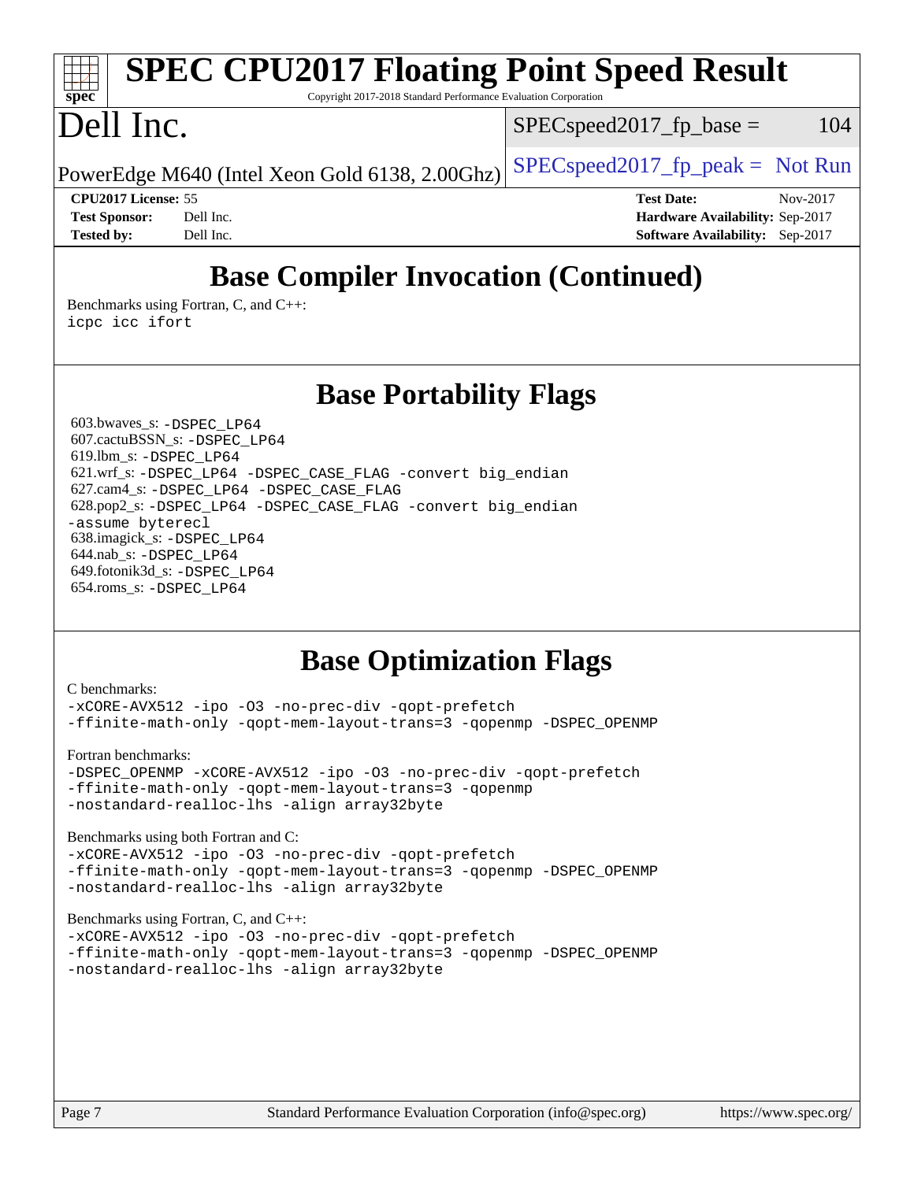# Base Compiler Invocation (Continued)

Benchmarks using Fortran, C, and C++:
icpc icc ifort

# Base Portability Flags

603.bwaves_s: -DSPEC_LP64
607.cactuBSSN_s: -DSPEC_LP64
619.lbm_s: -DSPEC_LP64
621.wrf_s: -DSPEC_LP64 -DSPEC_CASE_FLAG -convert big_endian
627.cam4_s: -DSPEC_LP64 -DSPEC_CASE_FLAG
628.pop2_s: -DSPEC_LP64 -DSPEC_CASE_FLAG -convert big_endian -assume byterecl
638.imagick_s: -DSPEC_LP64
644.nab_s: -DSPEC_LP64
649.fotonik3d_s: -DSPEC_LP64
654.roms_s: -DSPEC_LP64

# Base Optimization Flags

C benchmarks:
-xCORE-AVX512 -ipo -O3 -no-prec-div -qopt-prefetch
-ffinite-math-only -qopt-mem-layout-trans=3 -qopenmp -DSPEC_OPENMP

Fortran benchmarks:
-DSPEC_OPENMP -xCORE-AVX512 -ipo -O3 -no-prec-div -qopt-prefetch
-ffinite-math-only -qopt-mem-layout-trans=3 -qopenmp
-nostandard-realloc-lhs -align array32byte

Benchmarks using both Fortran and C:
-xCORE-AVX512 -ipo -O3 -no-prec-div -qopt-prefetch
-ffinite-math-only -qopt-mem-layout-trans=3 -qopenmp -DSPEC_OPENMP
-nostandard-realloc-lhs -align array32byte

Benchmarks using Fortran, C, and C++:
-xCORE-AVX512 -ipo -O3 -no-prec-div -qopt-prefetch
-ffinite-math-only -qopt-mem-layout-trans=3 -qopenmp -DSPEC_OPENMP
-nostandard-realloc-lhs -align array32byte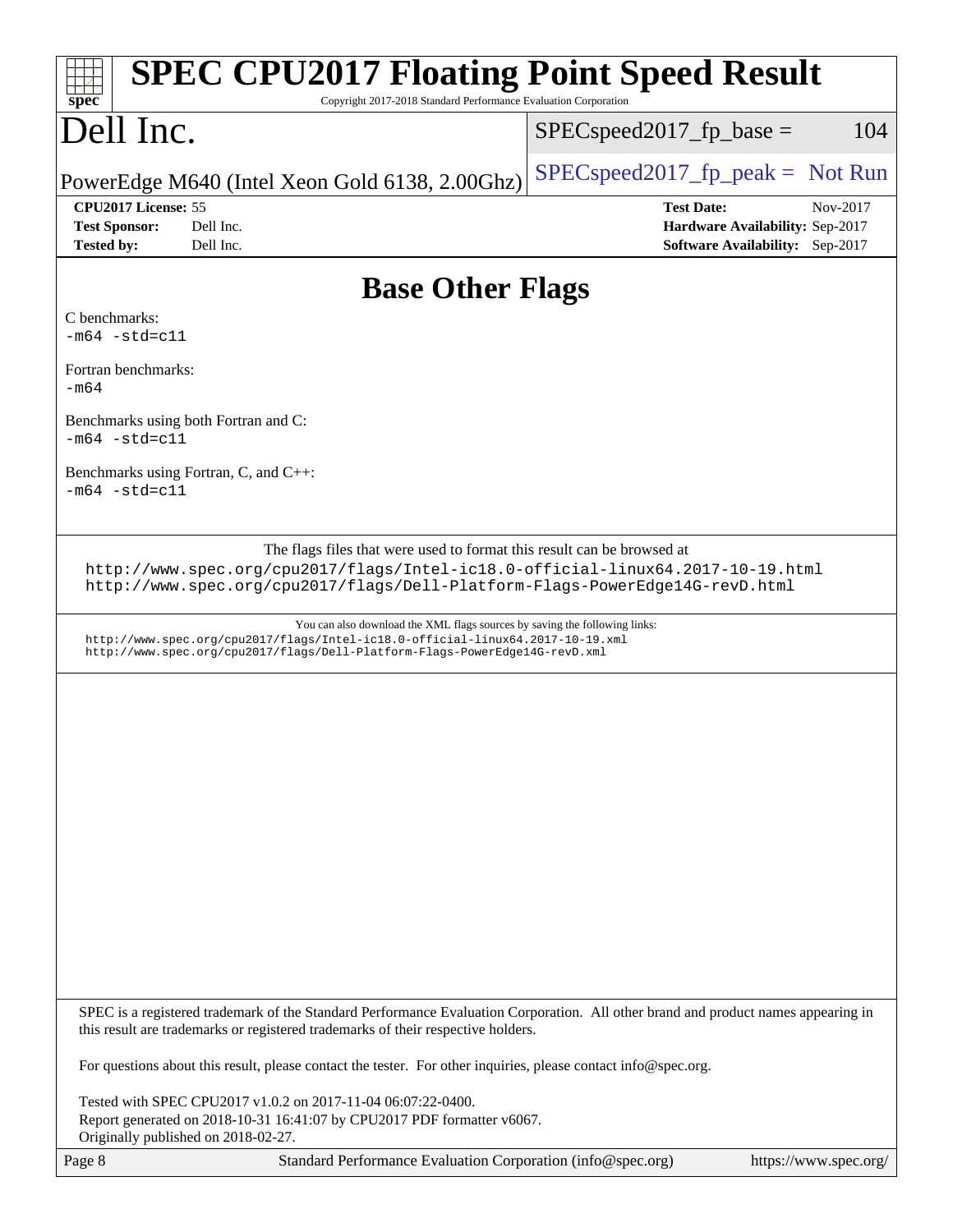# Base Other Flags

C benchmarks:
-m64 -std=c11

Fortran benchmarks:
-m64

Benchmarks using both Fortran and C:
-m64 -std=c11

Benchmarks using Fortran, C, and C++:
-m64 -std=c11

The flags files that were used to format this result can be browsed at
http://www.spec.org/cpu2017/flags/Intel-ic18.0-official-linux64.2017-10-19.html
http://www.spec.org/cpu2017/flags/Dell-Platform-Flags-PowerEdge14G-revD.html

You can also download the XML flags sources by saving the following links:
http://www.spec.org/cpu2017/flags/Intel-ic18.0-official-linux64.2017-10-19.xml
http://www.spec.org/cpu2017/flags/Dell-Platform-Flags-PowerEdge14G-revD.xml

SPEC is a registered trademark of the Standard Performance Evaluation Corporation. All other brand and product names appearing in this result are trademarks or registered trademarks of their respective holders.

For questions about this result, please contact the tester. For other inquiries, please contact info@spec.org.

Tested with SPEC CPU2017 v1.0.2 on 2017-11-04 06:07:22-0400.
Report generated on 2018-10-31 16:41:07 by CPU2017 PDF formatter v6067.
Originally published on 2018-02-27.